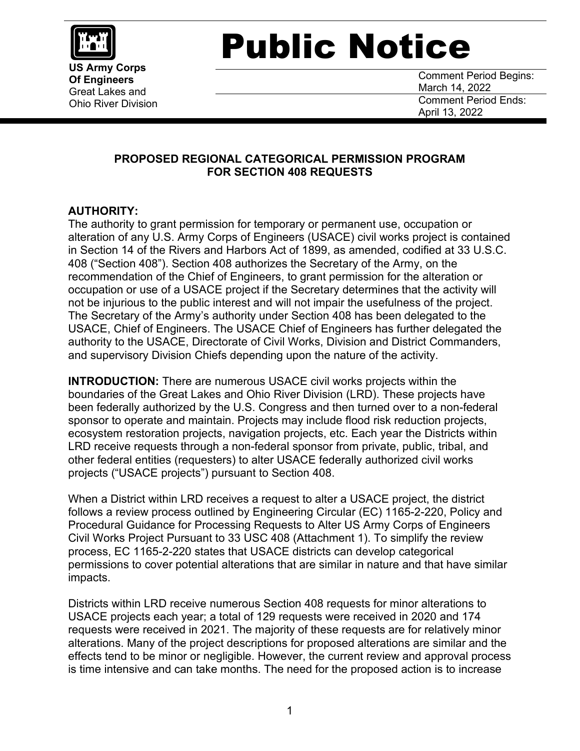**US Army Corps Of Engineers**
Great Lakes and Ohio River Division

# Public Notice

Comment Period Begins: March 14, 2022

Comment Period Ends: April 13, 2022

## PROPOSED REGIONAL CATEGORICAL PERMISSION PROGRAM FOR SECTION 408 REQUESTS

**AUTHORITY:**
The authority to grant permission for temporary or permanent use, occupation or alteration of any U.S. Army Corps of Engineers (USACE) civil works project is contained in Section 14 of the Rivers and Harbors Act of 1899, as amended, codified at 33 U.S.C. 408 ("Section 408"). Section 408 authorizes the Secretary of the Army, on the recommendation of the Chief of Engineers, to grant permission for the alteration or occupation or use of a USACE project if the Secretary determines that the activity will not be injurious to the public interest and will not impair the usefulness of the project. The Secretary of the Army's authority under Section 408 has been delegated to the USACE, Chief of Engineers. The USACE Chief of Engineers has further delegated the authority to the USACE, Directorate of Civil Works, Division and District Commanders, and supervisory Division Chiefs depending upon the nature of the activity.

**INTRODUCTION:** There are numerous USACE civil works projects within the boundaries of the Great Lakes and Ohio River Division (LRD). These projects have been federally authorized by the U.S. Congress and then turned over to a non-federal sponsor to operate and maintain. Projects may include flood risk reduction projects, ecosystem restoration projects, navigation projects, etc. Each year the Districts within LRD receive requests through a non-federal sponsor from private, public, tribal, and other federal entities (requesters) to alter USACE federally authorized civil works projects ("USACE projects") pursuant to Section 408.

When a District within LRD receives a request to alter a USACE project, the district follows a review process outlined by Engineering Circular (EC) 1165-2-220, Policy and Procedural Guidance for Processing Requests to Alter US Army Corps of Engineers Civil Works Project Pursuant to 33 USC 408 (Attachment 1). To simplify the review process, EC 1165-2-220 states that USACE districts can develop categorical permissions to cover potential alterations that are similar in nature and that have similar impacts.

Districts within LRD receive numerous Section 408 requests for minor alterations to USACE projects each year; a total of 129 requests were received in 2020 and 174 requests were received in 2021. The majority of these requests are for relatively minor alterations. Many of the project descriptions for proposed alterations are similar and the effects tend to be minor or negligible. However, the current review and approval process is time intensive and can take months. The need for the proposed action is to increase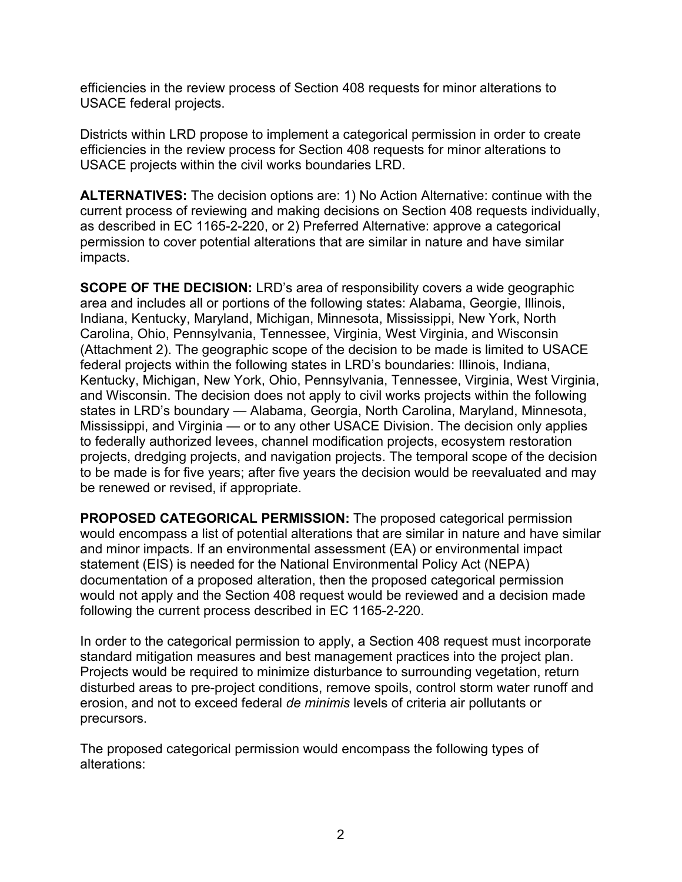efficiencies in the review process of Section 408 requests for minor alterations to USACE federal projects.

Districts within LRD propose to implement a categorical permission in order to create efficiencies in the review process for Section 408 requests for minor alterations to USACE projects within the civil works boundaries LRD.

**ALTERNATIVES:** The decision options are: 1) No Action Alternative: continue with the current process of reviewing and making decisions on Section 408 requests individually, as described in EC 1165-2-220, or 2) Preferred Alternative: approve a categorical permission to cover potential alterations that are similar in nature and have similar impacts.

**SCOPE OF THE DECISION:** LRD's area of responsibility covers a wide geographic area and includes all or portions of the following states: Alabama, Georgie, Illinois, Indiana, Kentucky, Maryland, Michigan, Minnesota, Mississippi, New York, North Carolina, Ohio, Pennsylvania, Tennessee, Virginia, West Virginia, and Wisconsin (Attachment 2). The geographic scope of the decision to be made is limited to USACE federal projects within the following states in LRD's boundaries: Illinois, Indiana, Kentucky, Michigan, New York, Ohio, Pennsylvania, Tennessee, Virginia, West Virginia, and Wisconsin. The decision does not apply to civil works projects within the following states in LRD's boundary — Alabama, Georgia, North Carolina, Maryland, Minnesota, Mississippi, and Virginia — or to any other USACE Division. The decision only applies to federally authorized levees, channel modification projects, ecosystem restoration projects, dredging projects, and navigation projects. The temporal scope of the decision to be made is for five years; after five years the decision would be reevaluated and may be renewed or revised, if appropriate.

**PROPOSED CATEGORICAL PERMISSION:** The proposed categorical permission would encompass a list of potential alterations that are similar in nature and have similar and minor impacts. If an environmental assessment (EA) or environmental impact statement (EIS) is needed for the National Environmental Policy Act (NEPA) documentation of a proposed alteration, then the proposed categorical permission would not apply and the Section 408 request would be reviewed and a decision made following the current process described in EC 1165-2-220.

In order to the categorical permission to apply, a Section 408 request must incorporate standard mitigation measures and best management practices into the project plan. Projects would be required to minimize disturbance to surrounding vegetation, return disturbed areas to pre-project conditions, remove spoils, control storm water runoff and erosion, and not to exceed federal *de minimis* levels of criteria air pollutants or precursors.

The proposed categorical permission would encompass the following types of alterations: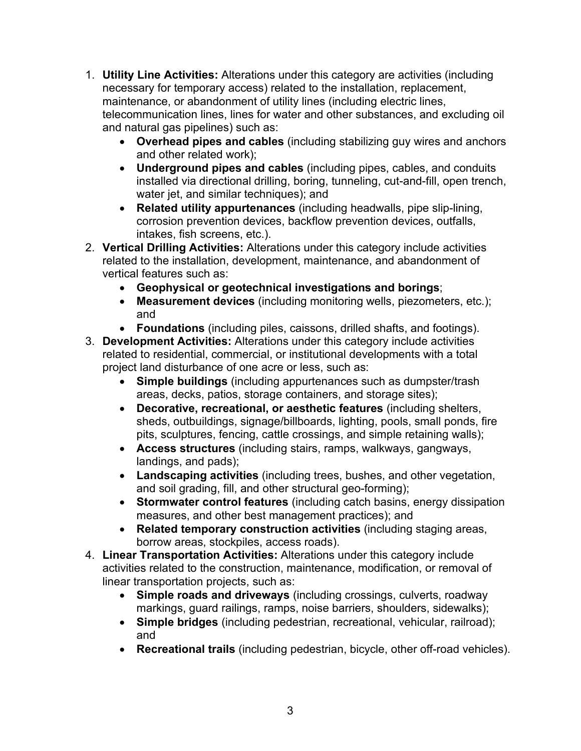1. **Utility Line Activities:** Alterations under this category are activities (including necessary for temporary access) related to the installation, replacement, maintenance, or abandonment of utility lines (including electric lines, telecommunication lines, lines for water and other substances, and excluding oil and natural gas pipelines) such as:
    - **Overhead pipes and cables** (including stabilizing guy wires and anchors and other related work);
    - **Underground pipes and cables** (including pipes, cables, and conduits installed via directional drilling, boring, tunneling, cut-and-fill, open trench, water jet, and similar techniques); and
    - **Related utility appurtenances** (including headwalls, pipe slip-lining, corrosion prevention devices, backflow prevention devices, outfalls, intakes, fish screens, etc.).
2. **Vertical Drilling Activities:** Alterations under this category include activities related to the installation, development, maintenance, and abandonment of vertical features such as:
    - **Geophysical or geotechnical investigations and borings**;
    - **Measurement devices** (including monitoring wells, piezometers, etc.); and
    - **Foundations** (including piles, caissons, drilled shafts, and footings).
3. **Development Activities:** Alterations under this category include activities related to residential, commercial, or institutional developments with a total project land disturbance of one acre or less, such as:
    - **Simple buildings** (including appurtenances such as dumpster/trash areas, decks, patios, storage containers, and storage sites);
    - **Decorative, recreational, or aesthetic features** (including shelters, sheds, outbuildings, signage/billboards, lighting, pools, small ponds, fire pits, sculptures, fencing, cattle crossings, and simple retaining walls);
    - **Access structures** (including stairs, ramps, walkways, gangways, landings, and pads);
    - **Landscaping activities** (including trees, bushes, and other vegetation, and soil grading, fill, and other structural geo-forming);
    - **Stormwater control features** (including catch basins, energy dissipation measures, and other best management practices); and
    - **Related temporary construction activities** (including staging areas, borrow areas, stockpiles, access roads).
4. **Linear Transportation Activities:** Alterations under this category include activities related to the construction, maintenance, modification, or removal of linear transportation projects, such as:
    - **Simple roads and driveways** (including crossings, culverts, roadway markings, guard railings, ramps, noise barriers, shoulders, sidewalks);
    - **Simple bridges** (including pedestrian, recreational, vehicular, railroad); and
    - **Recreational trails** (including pedestrian, bicycle, other off-road vehicles).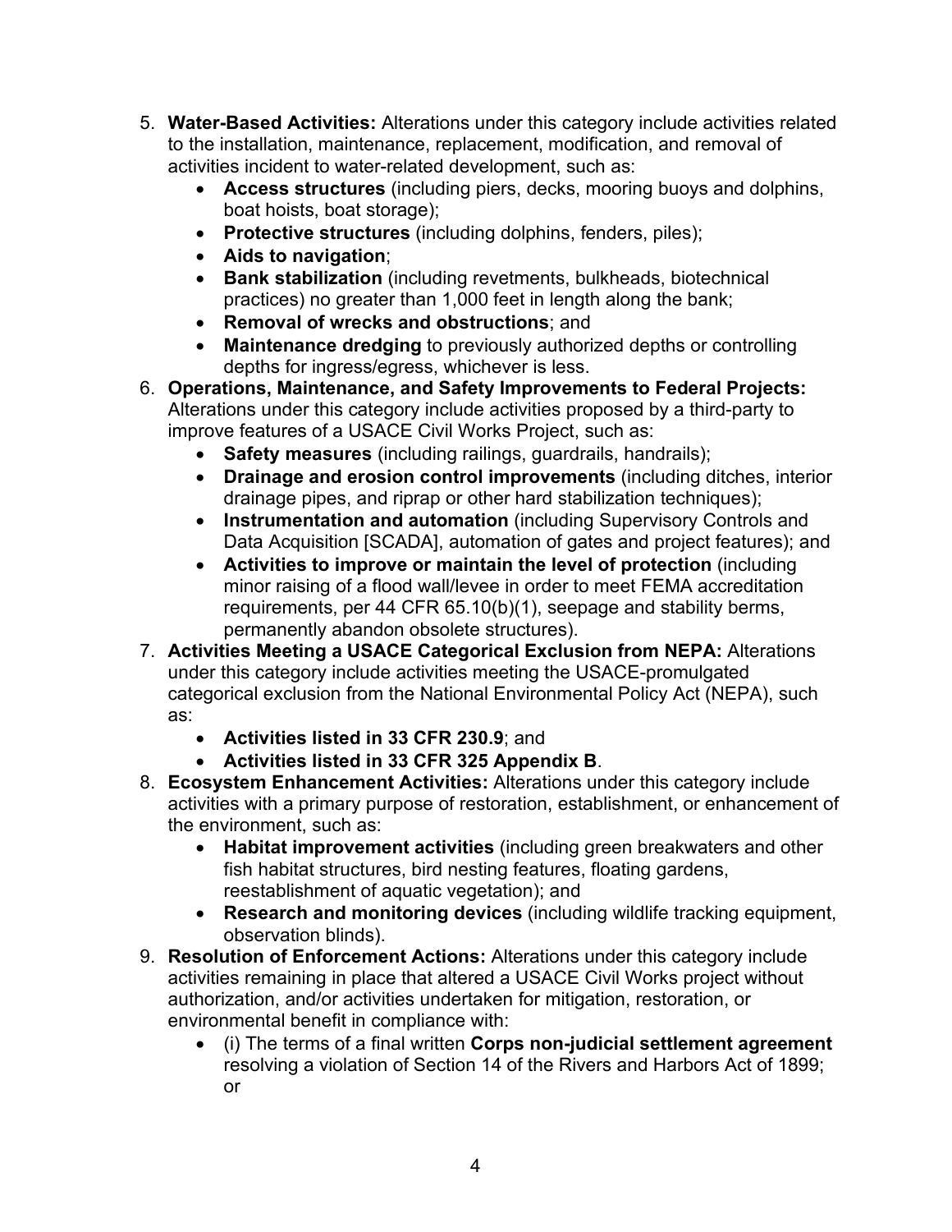5. **Water-Based Activities:** Alterations under this category include activities related to the installation, maintenance, replacement, modification, and removal of activities incident to water-related development, such as:
    - **Access structures** (including piers, decks, mooring buoys and dolphins, boat hoists, boat storage);
    - **Protective structures** (including dolphins, fenders, piles);
    - **Aids to navigation**;
    - **Bank stabilization** (including revetments, bulkheads, biotechnical practices) no greater than 1,000 feet in length along the bank;
    - **Removal of wrecks and obstructions**; and
    - **Maintenance dredging** to previously authorized depths or controlling depths for ingress/egress, whichever is less.
6. **Operations, Maintenance, and Safety Improvements to Federal Projects:** Alterations under this category include activities proposed by a third-party to improve features of a USACE Civil Works Project, such as:
    - **Safety measures** (including railings, guardrails, handrails);
    - **Drainage and erosion control improvements** (including ditches, interior drainage pipes, and riprap or other hard stabilization techniques);
    - **Instrumentation and automation** (including Supervisory Controls and Data Acquisition [SCADA], automation of gates and project features); and
    - **Activities to improve or maintain the level of protection** (including minor raising of a flood wall/levee in order to meet FEMA accreditation requirements, per 44 CFR 65.10(b)(1), seepage and stability berms, permanently abandon obsolete structures).
7. **Activities Meeting a USACE Categorical Exclusion from NEPA:** Alterations under this category include activities meeting the USACE-promulgated categorical exclusion from the National Environmental Policy Act (NEPA), such as:
    - **Activities listed in 33 CFR 230.9**; and
    - **Activities listed in 33 CFR 325 Appendix B**.
8. **Ecosystem Enhancement Activities:** Alterations under this category include activities with a primary purpose of restoration, establishment, or enhancement of the environment, such as:
    - **Habitat improvement activities** (including green breakwaters and other fish habitat structures, bird nesting features, floating gardens, reestablishment of aquatic vegetation); and
    - **Research and monitoring devices** (including wildlife tracking equipment, observation blinds).
9. **Resolution of Enforcement Actions:** Alterations under this category include activities remaining in place that altered a USACE Civil Works project without authorization, and/or activities undertaken for mitigation, restoration, or environmental benefit in compliance with:
    - (i) The terms of a final written **Corps non-judicial settlement agreement** resolving a violation of Section 14 of the Rivers and Harbors Act of 1899; or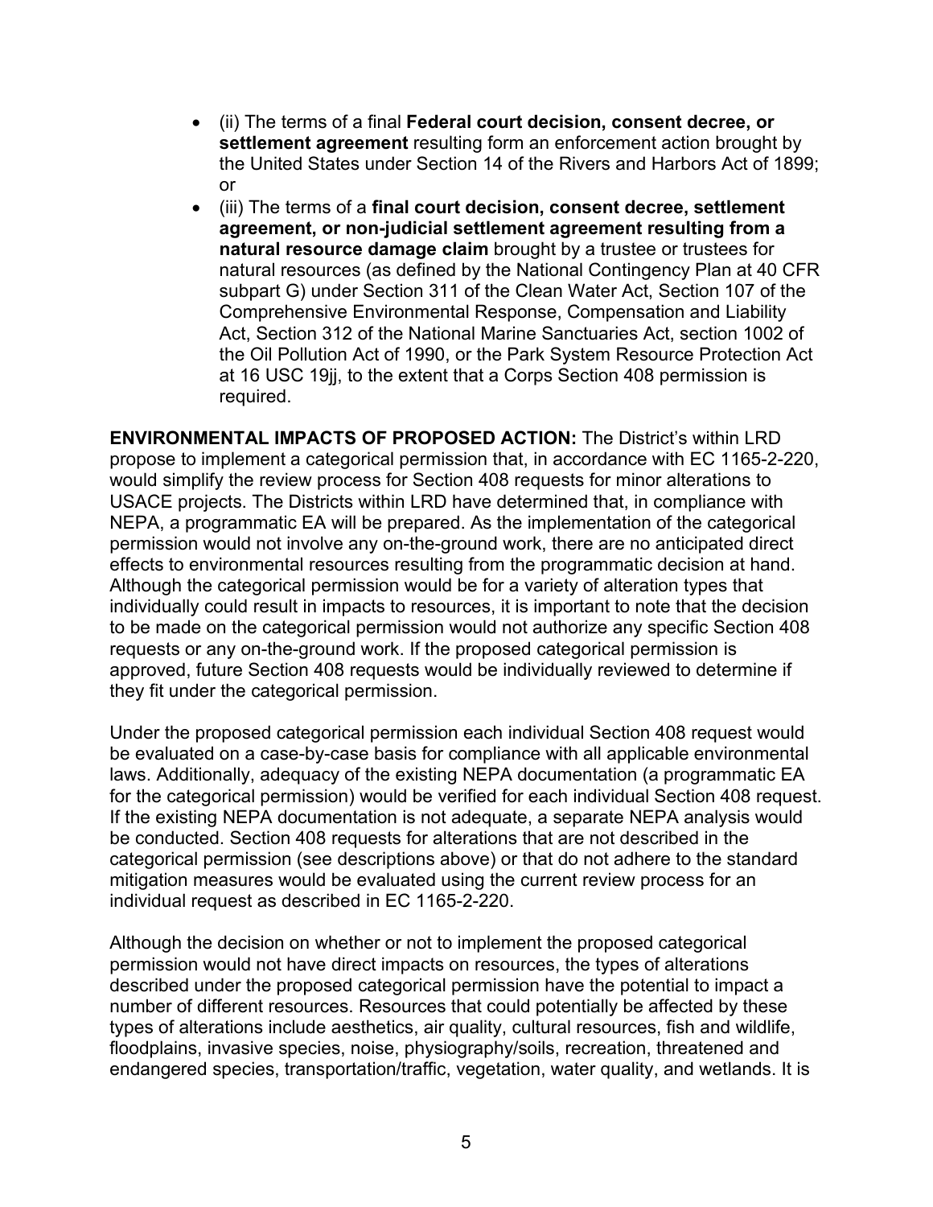- (ii) The terms of a final **Federal court decision, consent decree, or settlement agreement** resulting form an enforcement action brought by the United States under Section 14 of the Rivers and Harbors Act of 1899; or
- (iii) The terms of a **final court decision, consent decree, settlement agreement, or non-judicial settlement agreement resulting from a natural resource damage claim** brought by a trustee or trustees for natural resources (as defined by the National Contingency Plan at 40 CFR subpart G) under Section 311 of the Clean Water Act, Section 107 of the Comprehensive Environmental Response, Compensation and Liability Act, Section 312 of the National Marine Sanctuaries Act, section 1002 of the Oil Pollution Act of 1990, or the Park System Resource Protection Act at 16 USC 19jj, to the extent that a Corps Section 408 permission is required.

**ENVIRONMENTAL IMPACTS OF PROPOSED ACTION:** The District's within LRD propose to implement a categorical permission that, in accordance with EC 1165-2-220, would simplify the review process for Section 408 requests for minor alterations to USACE projects. The Districts within LRD have determined that, in compliance with NEPA, a programmatic EA will be prepared. As the implementation of the categorical permission would not involve any on-the-ground work, there are no anticipated direct effects to environmental resources resulting from the programmatic decision at hand. Although the categorical permission would be for a variety of alteration types that individually could result in impacts to resources, it is important to note that the decision to be made on the categorical permission would not authorize any specific Section 408 requests or any on-the-ground work. If the proposed categorical permission is approved, future Section 408 requests would be individually reviewed to determine if they fit under the categorical permission.

Under the proposed categorical permission each individual Section 408 request would be evaluated on a case-by-case basis for compliance with all applicable environmental laws. Additionally, adequacy of the existing NEPA documentation (a programmatic EA for the categorical permission) would be verified for each individual Section 408 request. If the existing NEPA documentation is not adequate, a separate NEPA analysis would be conducted. Section 408 requests for alterations that are not described in the categorical permission (see descriptions above) or that do not adhere to the standard mitigation measures would be evaluated using the current review process for an individual request as described in EC 1165-2-220.

Although the decision on whether or not to implement the proposed categorical permission would not have direct impacts on resources, the types of alterations described under the proposed categorical permission have the potential to impact a number of different resources. Resources that could potentially be affected by these types of alterations include aesthetics, air quality, cultural resources, fish and wildlife, floodplains, invasive species, noise, physiography/soils, recreation, threatened and endangered species, transportation/traffic, vegetation, water quality, and wetlands. It is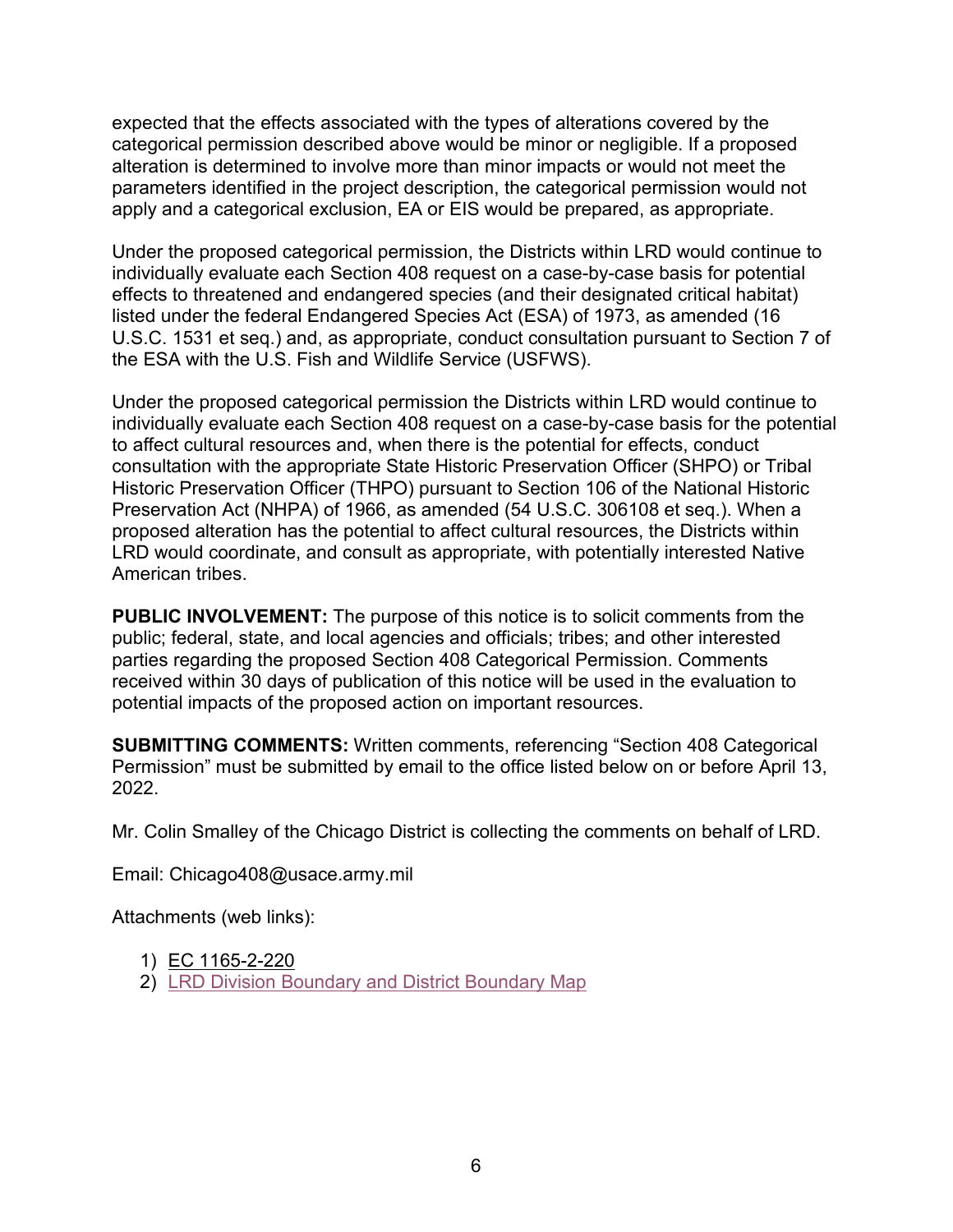expected that the effects associated with the types of alterations covered by the categorical permission described above would be minor or negligible. If a proposed alteration is determined to involve more than minor impacts or would not meet the parameters identified in the project description, the categorical permission would not apply and a categorical exclusion, EA or EIS would be prepared, as appropriate.

Under the proposed categorical permission, the Districts within LRD would continue to individually evaluate each Section 408 request on a case-by-case basis for potential effects to threatened and endangered species (and their designated critical habitat) listed under the federal Endangered Species Act (ESA) of 1973, as amended (16 U.S.C. 1531 et seq.) and, as appropriate, conduct consultation pursuant to Section 7 of the ESA with the U.S. Fish and Wildlife Service (USFWS).

Under the proposed categorical permission the Districts within LRD would continue to individually evaluate each Section 408 request on a case-by-case basis for the potential to affect cultural resources and, when there is the potential for effects, conduct consultation with the appropriate State Historic Preservation Officer (SHPO) or Tribal Historic Preservation Officer (THPO) pursuant to Section 106 of the National Historic Preservation Act (NHPA) of 1966, as amended (54 U.S.C. 306108 et seq.). When a proposed alteration has the potential to affect cultural resources, the Districts within LRD would coordinate, and consult as appropriate, with potentially interested Native American tribes.

**PUBLIC INVOLVEMENT:** The purpose of this notice is to solicit comments from the public; federal, state, and local agencies and officials; tribes; and other interested parties regarding the proposed Section 408 Categorical Permission. Comments received within 30 days of publication of this notice will be used in the evaluation to potential impacts of the proposed action on important resources.

**SUBMITTING COMMENTS:** Written comments, referencing "Section 408 Categorical Permission" must be submitted by email to the office listed below on or before April 13, 2022.

Mr. Colin Smalley of the Chicago District is collecting the comments on behalf of LRD.

Email: Chicago408@usace.army.mil

Attachments (web links):

1) EC 1165-2-220
2) LRD Division Boundary and District Boundary Map